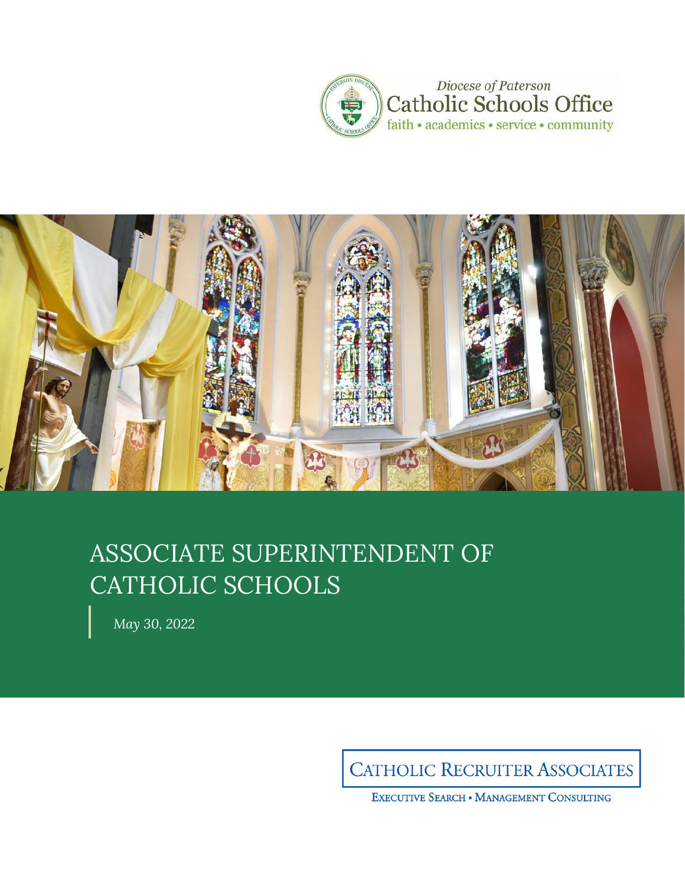Diocese of Paterson
Catholic Schools Office
faith • academics • service • community

# ASSOCIATE SUPERINTENDENT OF CATHOLIC SCHOOLS

*May 30, 2022*

CATHOLIC RECRUITER ASSOCIATES

EXECUTIVE SEARCH • MANAGEMENT CONSULTING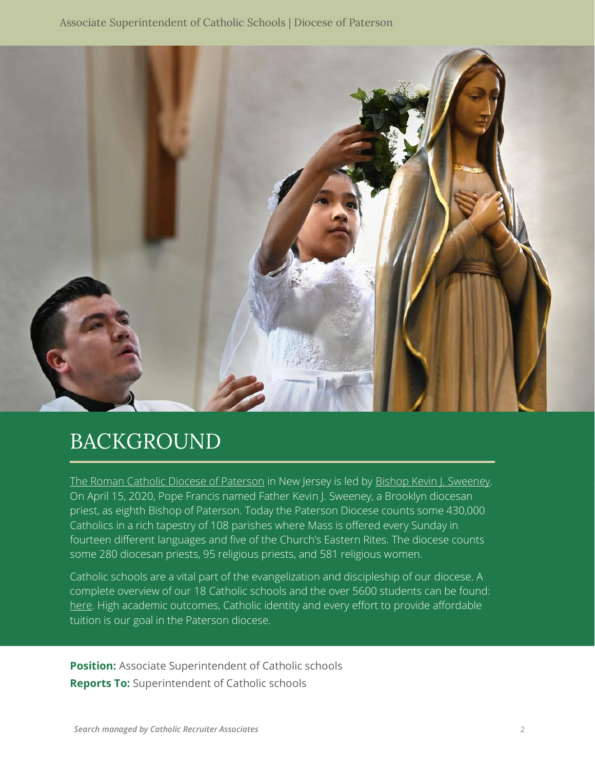# BACKGROUND

The Roman Catholic Diocese of Paterson in New Jersey is led by Bishop Kevin J. Sweeney. On April 15, 2020, Pope Francis named Father Kevin J. Sweeney, a Brooklyn diocesan priest, as eighth Bishop of Paterson. Today the Paterson Diocese counts some 430,000 Catholics in a rich tapestry of 108 parishes where Mass is offered every Sunday in fourteen different languages and five of the Church's Eastern Rites. The diocese counts some 280 diocesan priests, 95 religious priests, and 581 religious women.

Catholic schools are a vital part of the evangelization and discipleship of our diocese. A complete overview of our 18 Catholic schools and the over 5600 students can be found: here. High academic outcomes, Catholic identity and every effort to provide affordable tuition is our goal in the Paterson diocese.

**Position:** Associate Superintendent of Catholic schools
**Reports To:** Superintendent of Catholic schools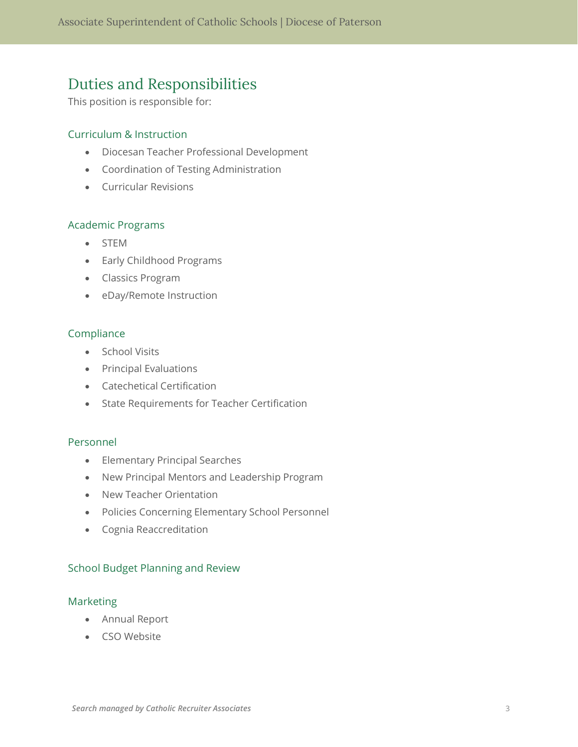## Duties and Responsibilities

This position is responsible for:

### Curriculum & Instruction

- Diocesan Teacher Professional Development
- Coordination of Testing Administration
- Curricular Revisions

### Academic Programs

- STEM
- Early Childhood Programs
- Classics Program
- eDay/Remote Instruction

### Compliance

- School Visits
- Principal Evaluations
- Catechetical Certification
- State Requirements for Teacher Certification

### Personnel

- Elementary Principal Searches
- New Principal Mentors and Leadership Program
- New Teacher Orientation
- Policies Concerning Elementary School Personnel
- Cognia Reaccreditation

### School Budget Planning and Review

### Marketing

- Annual Report
- CSO Website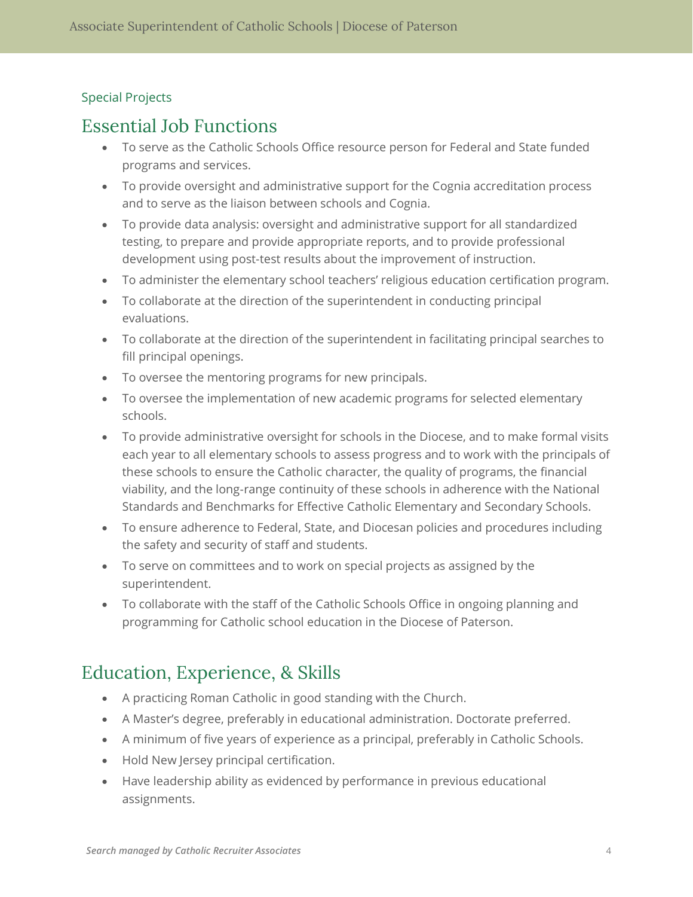Special Projects

## Essential Job Functions

- To serve as the Catholic Schools Office resource person for Federal and State funded programs and services.
- To provide oversight and administrative support for the Cognia accreditation process and to serve as the liaison between schools and Cognia.
- To provide data analysis: oversight and administrative support for all standardized testing, to prepare and provide appropriate reports, and to provide professional development using post-test results about the improvement of instruction.
- To administer the elementary school teachers' religious education certification program.
- To collaborate at the direction of the superintendent in conducting principal evaluations.
- To collaborate at the direction of the superintendent in facilitating principal searches to fill principal openings.
- To oversee the mentoring programs for new principals.
- To oversee the implementation of new academic programs for selected elementary schools.
- To provide administrative oversight for schools in the Diocese, and to make formal visits each year to all elementary schools to assess progress and to work with the principals of these schools to ensure the Catholic character, the quality of programs, the financial viability, and the long-range continuity of these schools in adherence with the National Standards and Benchmarks for Effective Catholic Elementary and Secondary Schools.
- To ensure adherence to Federal, State, and Diocesan policies and procedures including the safety and security of staff and students.
- To serve on committees and to work on special projects as assigned by the superintendent.
- To collaborate with the staff of the Catholic Schools Office in ongoing planning and programming for Catholic school education in the Diocese of Paterson.

## Education, Experience, & Skills

- A practicing Roman Catholic in good standing with the Church.
- A Master's degree, preferably in educational administration. Doctorate preferred.
- A minimum of five years of experience as a principal, preferably in Catholic Schools.
- Hold New Jersey principal certification.
- Have leadership ability as evidenced by performance in previous educational assignments.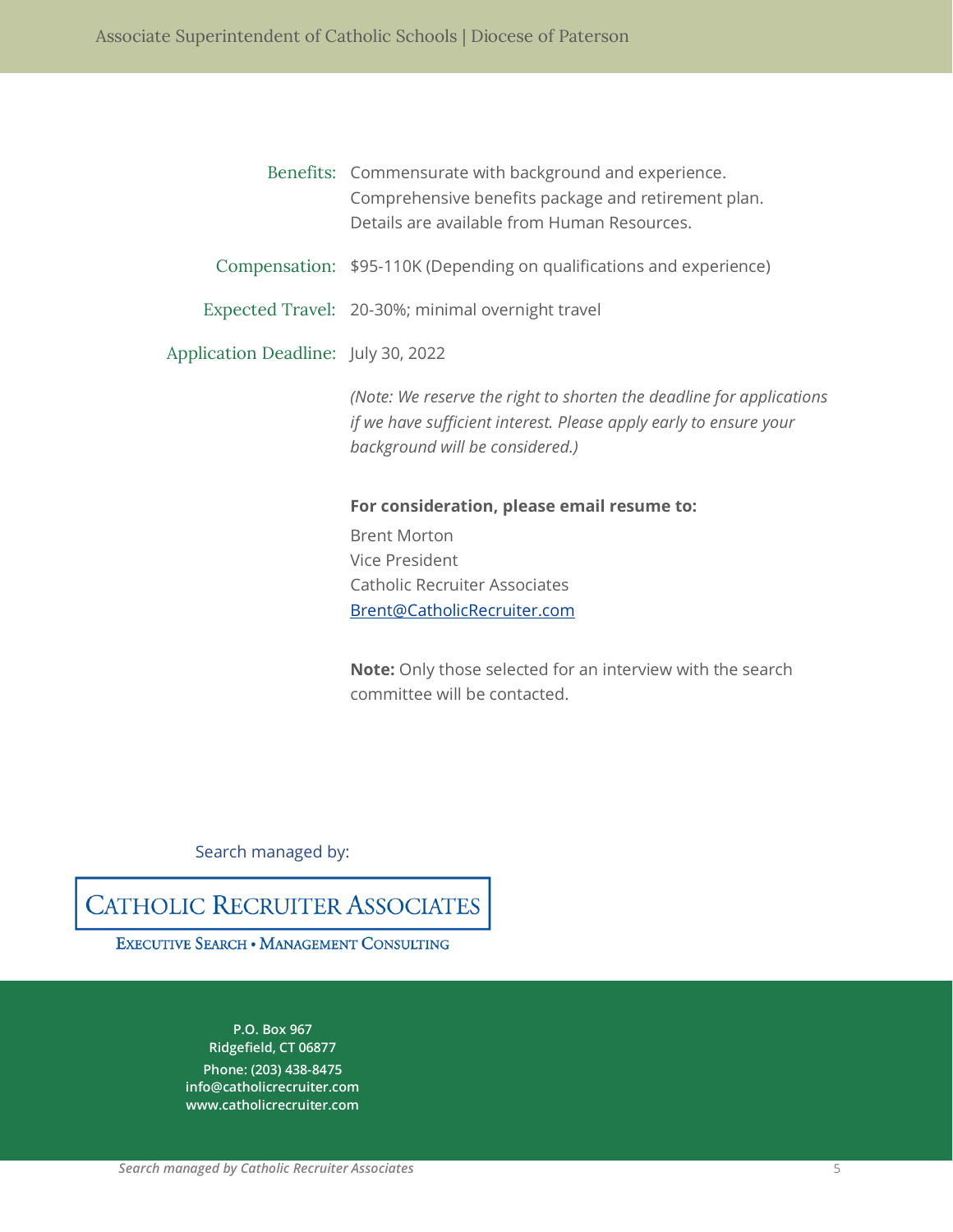**Benefits:** Commensurate with background and experience. Comprehensive benefits package and retirement plan. Details are available from Human Resources.

**Compensation:** $95-110K (Depending on qualifications and experience)

**Expected Travel:** 20-30%; minimal overnight travel

**Application Deadline:** July 30, 2022

*(Note: We reserve the right to shorten the deadline for applications if we have sufficient interest. Please apply early to ensure your background will be considered.)*

**For consideration, please email resume to:**

Brent Morton
Vice President
Catholic Recruiter Associates
Brent@CatholicRecruiter.com

**Note:** Only those selected for an interview with the search committee will be contacted.

Search managed by:

CATHOLIC RECRUITER ASSOCIATES

EXECUTIVE SEARCH • MANAGEMENT CONSULTING

**P.O. Box 967**
**Ridgefield, CT 06877**
**Phone: (203) 438-8475**
**info@catholicrecruiter.com**
**www.catholicrecruiter.com**